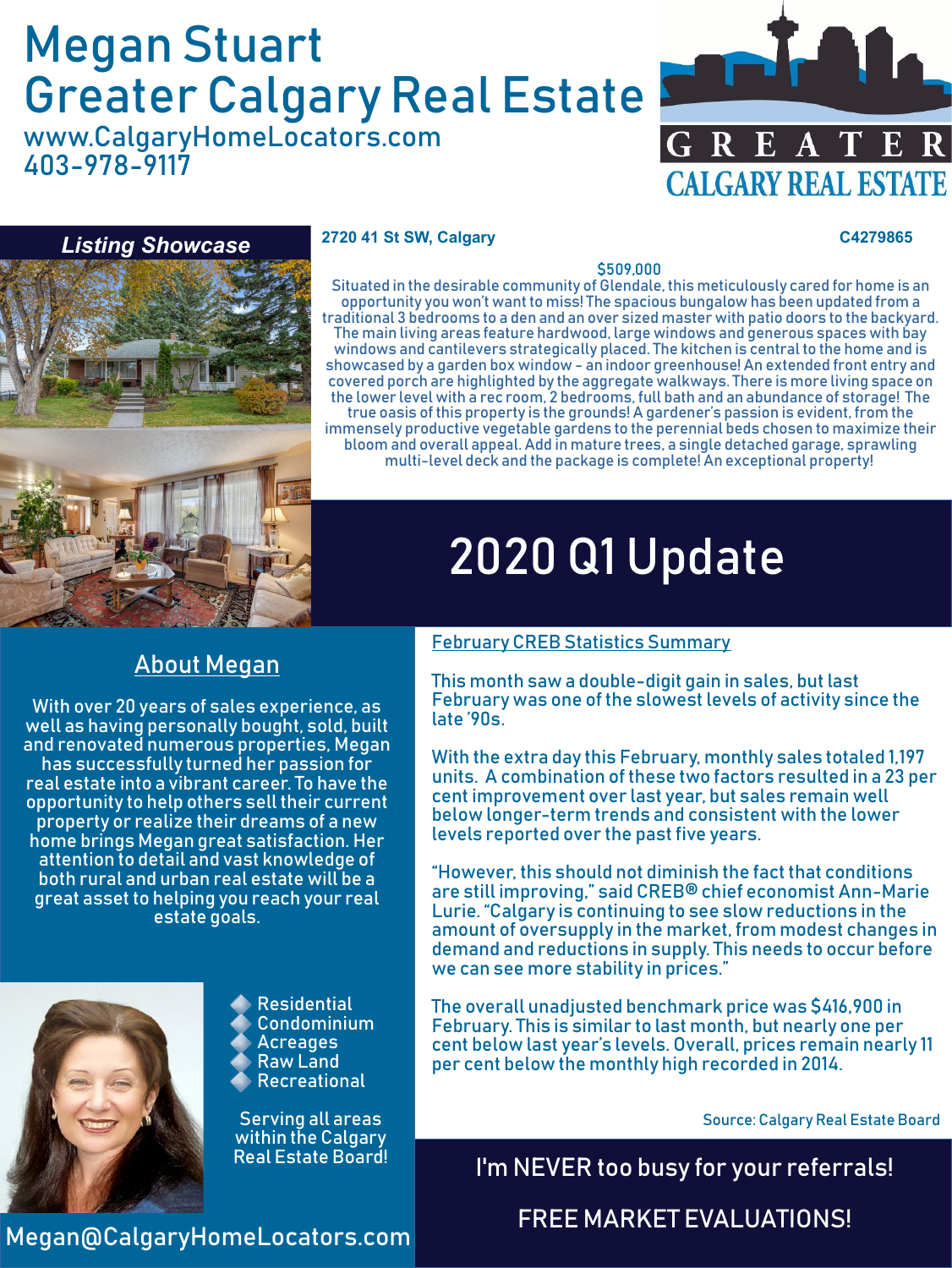# Megan Stuart
## Greater Calgary Real Estate

www.CalgaryHomeLocators.com
403-978-9117

GREATER CALGARY REAL ESTATE

### *Listing Showcase*

**2720 41 St SW, Calgary** **C4279865**

$509,000

Situated in the desirable community of Glendale, this meticulously cared for home is an opportunity you won't want to miss! The spacious bungalow has been updated from a traditional 3 bedrooms to a den and an over sized master with patio doors to the backyard. The main living areas feature hardwood, large windows and generous spaces with bay windows and cantilevers strategically placed. The kitchen is central to the home and is showcased by a garden box window - an indoor greenhouse! An extended front entry and covered porch are highlighted by the aggregate walkways. There is more living space on the lower level with a rec room, 2 bedrooms, full bath and an abundance of storage! The true oasis of this property is the grounds! A gardener's passion is evident, from the immensely productive vegetable gardens to the perennial beds chosen to maximize their bloom and overall appeal. Add in mature trees, a single detached garage, sprawling multi-level deck and the package is complete! An exceptional property!

# 2020 Q1 Update

## About Megan

With over 20 years of sales experience, as well as having personally bought, sold, built and renovated numerous properties, Megan has successfully turned her passion for real estate into a vibrant career. To have the opportunity to help others sell their current property or realize their dreams of a new home brings Megan great satisfaction. Her attention to detail and vast knowledge of both rural and urban real estate will be a great asset to helping you reach your real estate goals.

- Residential
- Condominium
- Acreages
- Raw Land
- Recreational

Serving all areas within the Calgary Real Estate Board!

Megan@CalgaryHomeLocators.com

## February CREB Statistics Summary

This month saw a double-digit gain in sales, but last February was one of the slowest levels of activity since the late '90s.

With the extra day this February, monthly sales totaled 1,197 units. A combination of these two factors resulted in a 23 per cent improvement over last year, but sales remain well below longer-term trends and consistent with the lower levels reported over the past five years.

"However, this should not diminish the fact that conditions are still improving," said CREB® chief economist Ann-Marie Lurie. "Calgary is continuing to see slow reductions in the amount of oversupply in the market, from modest changes in demand and reductions in supply. This needs to occur before we can see more stability in prices."

The overall unadjusted benchmark price was $416,900 in February. This is similar to last month, but nearly one per cent below last year's levels. Overall, prices remain nearly 11 per cent below the monthly high recorded in 2014.

Source: Calgary Real Estate Board

I'm NEVER too busy for your referrals!

FREE MARKET EVALUATIONS!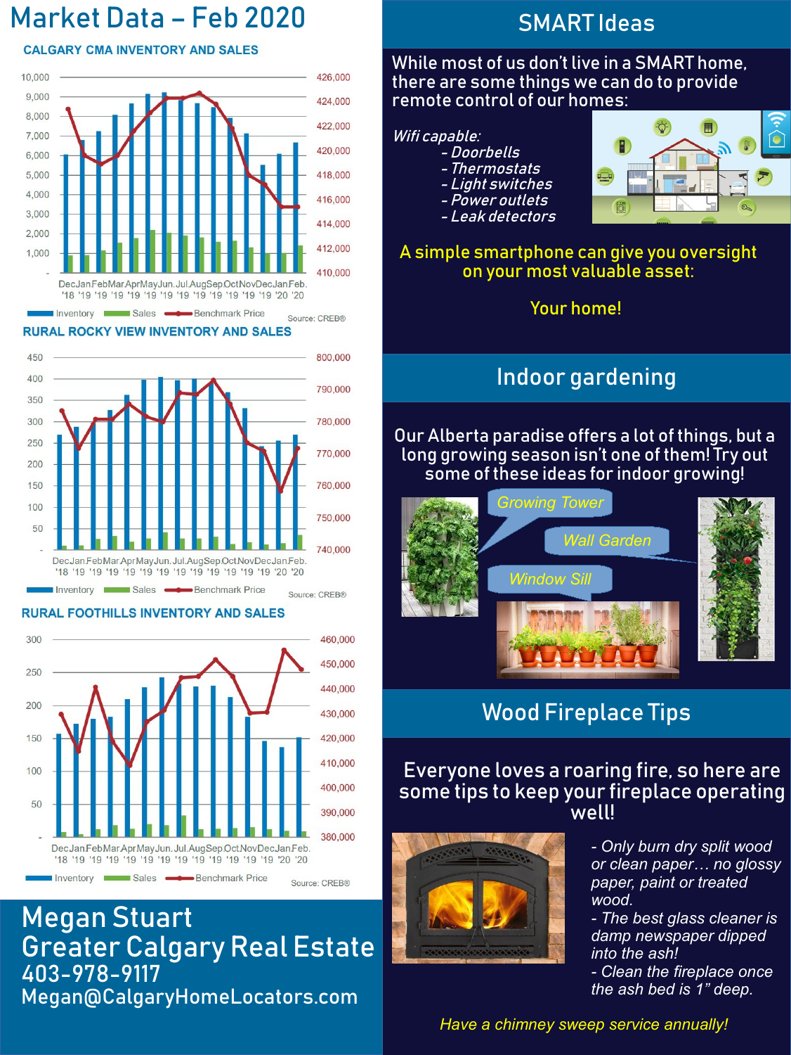# Market Data – Feb 2020

## CALGARY CMA INVENTORY AND SALES

10,000
9,000
8,000
7,000
6,000
5,000
4,000
3,000
2,000
1,000
-

426,000
424,000
422,000
420,000
418,000
416,000
414,000
412,000
410,000

Dec '18 Jan '19 Feb '19 Mar '19 Apr '19 May '19 Jun. '19 Jul. '19 Aug '19 Sep '19 Oct '19 Nov '19 Dec '19 Jan '20 Feb. '20

Inventory  Sales  Benchmark Price

Source: CREB®

## RURAL ROCKY VIEW INVENTORY AND SALES

450
400
350
300
250
200
150
100
50
-

800,000
790,000
780,000
770,000
760,000
750,000
740,000

Dec '18 Jan '19 Feb '19 Mar '19 Apr '19 May '19 Jun. '19 Jul. '19 Aug '19 Sep '19 Oct '19 Nov '19 Dec '19 Jan '20 Feb. '20

Inventory  Sales  Benchmark Price

Source: CREB®

## RURAL FOOTHILLS INVENTORY AND SALES

300
250
200
150
100
50
-

460,000
450,000
440,000
430,000
420,000
410,000
400,000
390,000
380,000

Dec '18 Jan '19 Feb '19 Mar '19 Apr '19 May '19 Jun. '19 Jul. '19 Aug '19 Sep '19 Oct '19 Nov '19 Dec '19 Jan '20 Feb. '20

Inventory  Sales  Benchmark Price

Source: CREB®

# Megan Stuart
# Greater Calgary Real Estate
## 403-978-9117
## Megan@CalgaryHomeLocators.com

## SMART Ideas

While most of us don't live in a SMART home, there are some things we can do to provide remote control of our homes:

*Wifi capable:*

- *Doorbells*
- *Thermostats*
- *Light switches*
- *Power outlets*
- *Leak detectors*

A simple smartphone can give you oversight on your most valuable asset:

Your home!

## Indoor gardening

Our Alberta paradise offers a lot of things, but a long growing season isn't one of them! Try out some of these ideas for indoor growing!

*Growing Tower*

*Wall Garden*

*Window Sill*

## Wood Fireplace Tips

Everyone loves a roaring fire, so here are some tips to keep your fireplace operating well!

*- Only burn dry split wood or clean paper… no glossy paper, paint or treated wood.*
*- The best glass cleaner is damp newspaper dipped into the ash!*
*- Clean the fireplace once the ash bed is 1" deep.*

*Have a chimney sweep service annually!*